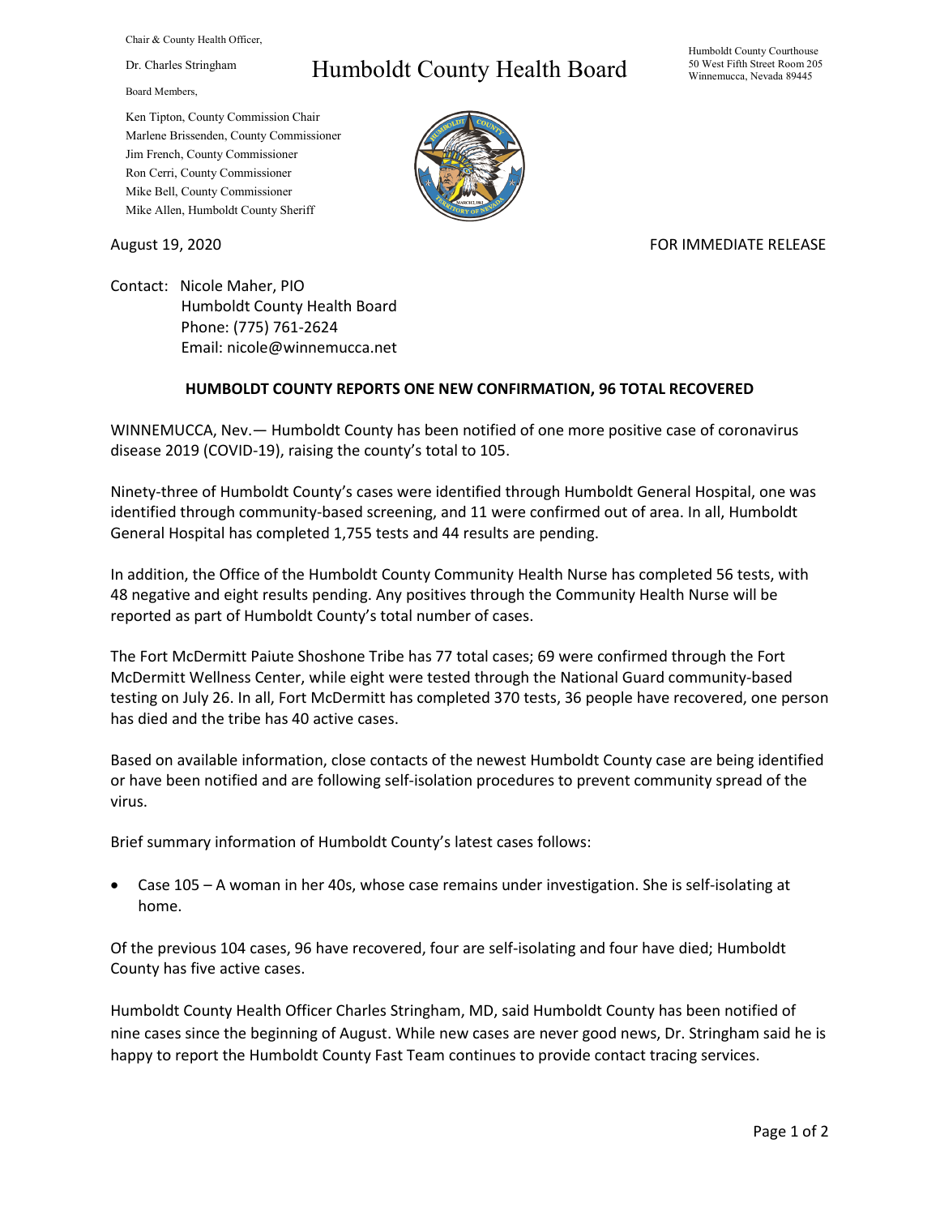Chair & County Health Officer,

Dr. Charles Stringham

Board Members,

Ken Tipton, County Commission Chair
Marlene Brissenden, County Commissioner
Jim French, County Commissioner
Ron Cerri, County Commissioner
Mike Bell, County Commissioner
Mike Allen, Humboldt County Sheriff

# Humboldt County Health Board

Humboldt County Courthouse
50 West Fifth Street Room 205
Winnemucca, Nevada 89445

August 19, 2020

FOR IMMEDIATE RELEASE

Contact: Nicole Maher, PIO
Humboldt County Health Board
Phone: (775) 761-2624
Email: nicole@winnemucca.net

**HUMBOLDT COUNTY REPORTS ONE NEW CONFIRMATION, 96 TOTAL RECOVERED**

WINNEMUCCA, Nev.— Humboldt County has been notified of one more positive case of coronavirus disease 2019 (COVID-19), raising the county's total to 105.

Ninety-three of Humboldt County's cases were identified through Humboldt General Hospital, one was identified through community-based screening, and 11 were confirmed out of area. In all, Humboldt General Hospital has completed 1,755 tests and 44 results are pending.

In addition, the Office of the Humboldt County Community Health Nurse has completed 56 tests, with 48 negative and eight results pending. Any positives through the Community Health Nurse will be reported as part of Humboldt County's total number of cases.

The Fort McDermitt Paiute Shoshone Tribe has 77 total cases; 69 were confirmed through the Fort McDermitt Wellness Center, while eight were tested through the National Guard community-based testing on July 26. In all, Fort McDermitt has completed 370 tests, 36 people have recovered, one person has died and the tribe has 40 active cases.

Based on available information, close contacts of the newest Humboldt County case are being identified or have been notified and are following self-isolation procedures to prevent community spread of the virus.

Brief summary information of Humboldt County's latest cases follows:

- Case 105 – A woman in her 40s, whose case remains under investigation. She is self-isolating at home.

Of the previous 104 cases, 96 have recovered, four are self-isolating and four have died; Humboldt County has five active cases.

Humboldt County Health Officer Charles Stringham, MD, said Humboldt County has been notified of nine cases since the beginning of August. While new cases are never good news, Dr. Stringham said he is happy to report the Humboldt County Fast Team continues to provide contact tracing services.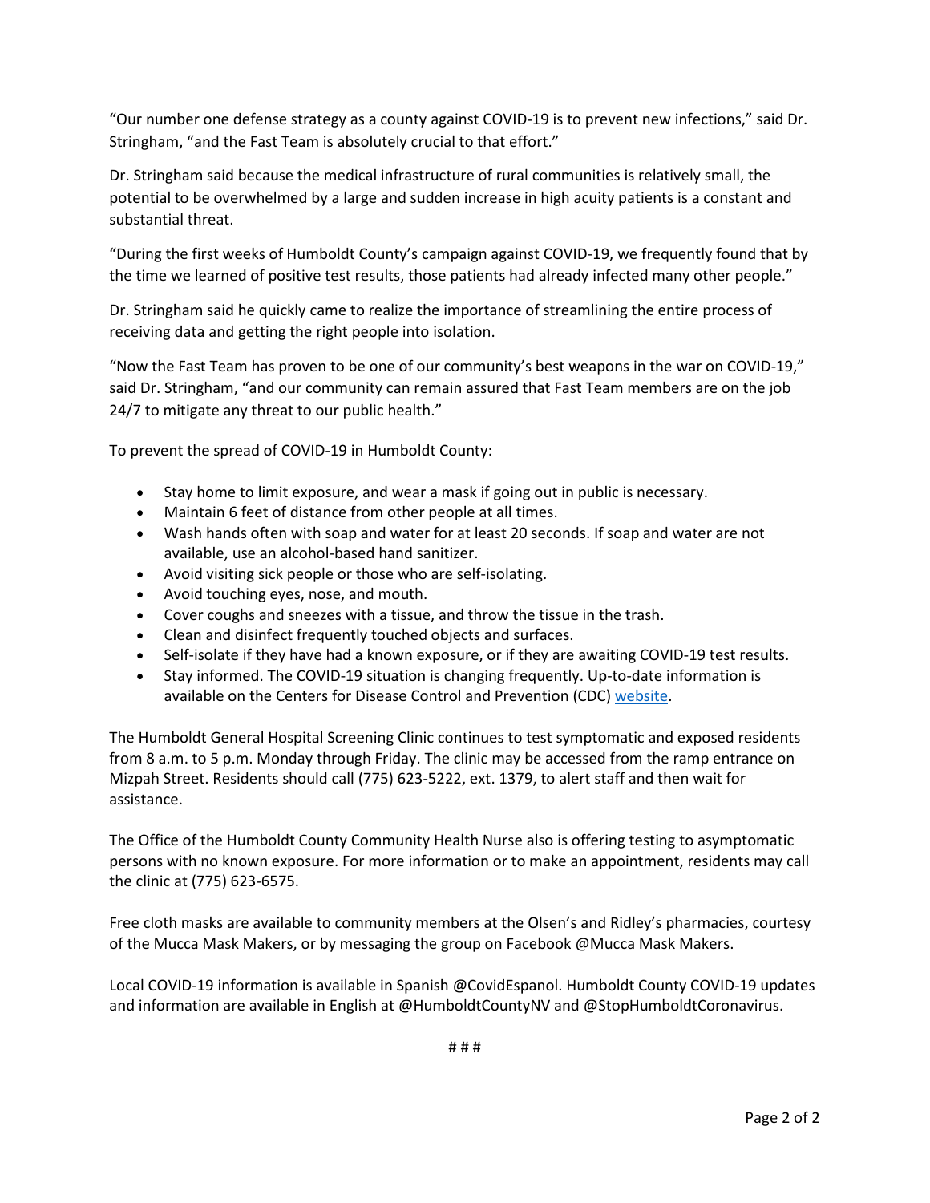"Our number one defense strategy as a county against COVID-19 is to prevent new infections," said Dr. Stringham, "and the Fast Team is absolutely crucial to that effort."

Dr. Stringham said because the medical infrastructure of rural communities is relatively small, the potential to be overwhelmed by a large and sudden increase in high acuity patients is a constant and substantial threat.

"During the first weeks of Humboldt County's campaign against COVID-19, we frequently found that by the time we learned of positive test results, those patients had already infected many other people."

Dr. Stringham said he quickly came to realize the importance of streamlining the entire process of receiving data and getting the right people into isolation.

"Now the Fast Team has proven to be one of our community's best weapons in the war on COVID-19," said Dr. Stringham, "and our community can remain assured that Fast Team members are on the job 24/7 to mitigate any threat to our public health."

To prevent the spread of COVID-19 in Humboldt County:

- Stay home to limit exposure, and wear a mask if going out in public is necessary.
- Maintain 6 feet of distance from other people at all times.
- Wash hands often with soap and water for at least 20 seconds. If soap and water are not available, use an alcohol-based hand sanitizer.
- Avoid visiting sick people or those who are self-isolating.
- Avoid touching eyes, nose, and mouth.
- Cover coughs and sneezes with a tissue, and throw the tissue in the trash.
- Clean and disinfect frequently touched objects and surfaces.
- Self-isolate if they have had a known exposure, or if they are awaiting COVID-19 test results.
- Stay informed. The COVID-19 situation is changing frequently. Up-to-date information is available on the Centers for Disease Control and Prevention (CDC) website.

The Humboldt General Hospital Screening Clinic continues to test symptomatic and exposed residents from 8 a.m. to 5 p.m. Monday through Friday. The clinic may be accessed from the ramp entrance on Mizpah Street. Residents should call (775) 623-5222, ext. 1379, to alert staff and then wait for assistance.

The Office of the Humboldt County Community Health Nurse also is offering testing to asymptomatic persons with no known exposure. For more information or to make an appointment, residents may call the clinic at (775) 623-6575.

Free cloth masks are available to community members at the Olsen's and Ridley's pharmacies, courtesy of the Mucca Mask Makers, or by messaging the group on Facebook @Mucca Mask Makers.

Local COVID-19 information is available in Spanish @CovidEspanol. Humboldt County COVID-19 updates and information are available in English at @HumboldtCountyNV and @StopHumboldtCoronavirus.

# # #